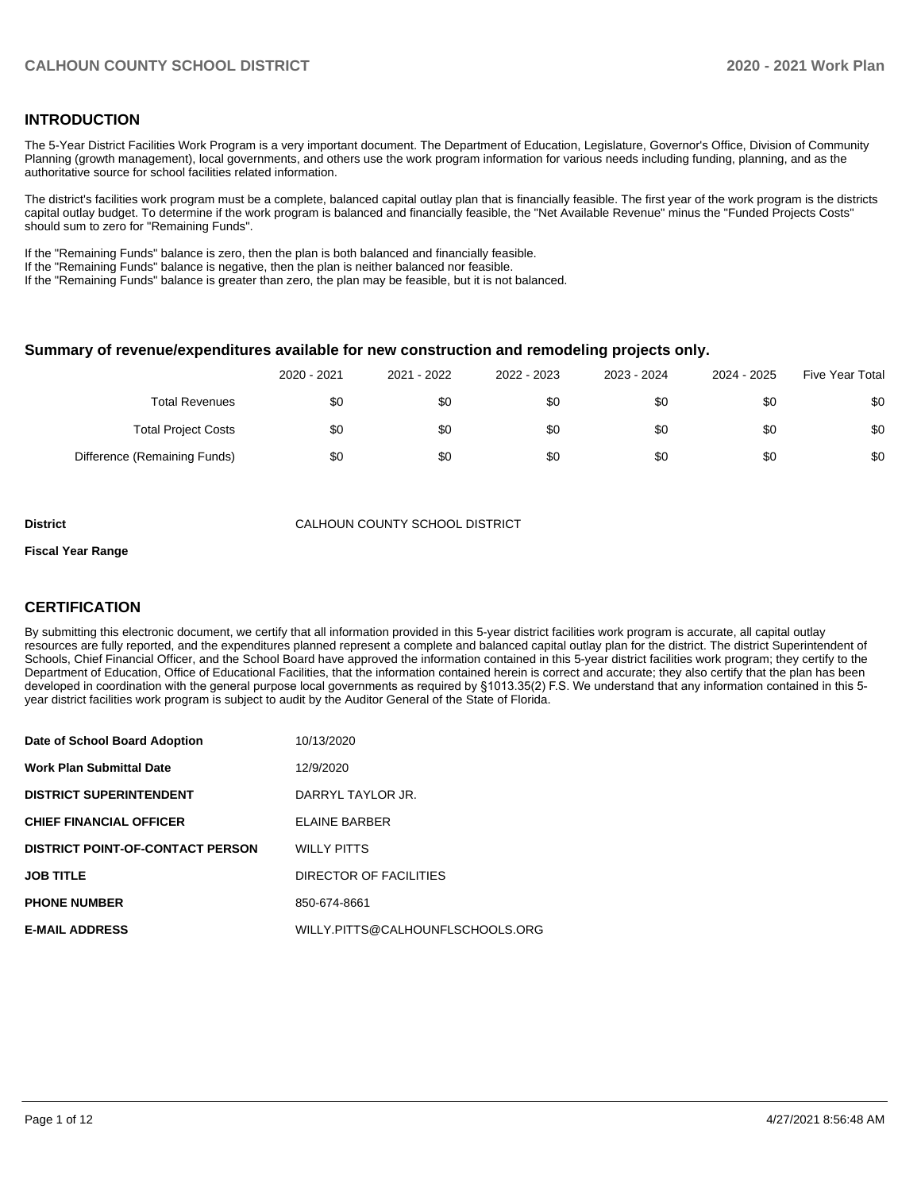## INTRODUCTION

The 5-Year District Facilities Work Program is a very important document. The Department of Education, Legislature, Governor's Office, Division of Community Planning (growth management), local governments, and others use the work program information for various needs including funding, planning, and as the authoritative source for school facilities related information.

The district's facilities work program must be a complete, balanced capital outlay plan that is financially feasible. The first year of the work program is the districts capital outlay budget. To determine if the work program is balanced and financially feasible, the "Net Available Revenue" minus the "Funded Projects Costs" should sum to zero for "Remaining Funds".

If the "Remaining Funds" balance is zero, then the plan is both balanced and financially feasible.
If the "Remaining Funds" balance is negative, then the plan is neither balanced nor feasible.
If the "Remaining Funds" balance is greater than zero, the plan may be feasible, but it is not balanced.

### Summary of revenue/expenditures available for new construction and remodeling projects only.

| | 2020 - 2021 | 2021 - 2022 | 2022 - 2023 | 2023 - 2024 | 2024 - 2025 | Five Year Total |
|---|---|---|---|---|---|---|
| Total Revenues | $0 | $0 | $0 | $0 | $0 | $0 |
| Total Project Costs | $0 | $0 | $0 | $0 | $0 | $0 |
| Difference (Remaining Funds) | $0 | $0 | $0 | $0 | $0 | $0 |

**District** CALHOUN COUNTY SCHOOL DISTRICT

**Fiscal Year Range**

## CERTIFICATION

By submitting this electronic document, we certify that all information provided in this 5-year district facilities work program is accurate, all capital outlay resources are fully reported, and the expenditures planned represent a complete and balanced capital outlay plan for the district. The district Superintendent of Schools, Chief Financial Officer, and the School Board have approved the information contained in this 5-year district facilities work program; they certify to the Department of Education, Office of Educational Facilities, that the information contained herein is correct and accurate; they also certify that the plan has been developed in coordination with the general purpose local governments as required by §1013.35(2) F.S. We understand that any information contained in this 5-year district facilities work program is subject to audit by the Auditor General of the State of Florida.

| | |
|---|---|
| **Date of School Board Adoption** | 10/13/2020 |
| **Work Plan Submittal Date** | 12/9/2020 |
| **DISTRICT SUPERINTENDENT** | DARRYL TAYLOR JR. |
| **CHIEF FINANCIAL OFFICER** | ELAINE BARBER |
| **DISTRICT POINT-OF-CONTACT PERSON** | WILLY PITTS |
| **JOB TITLE** | DIRECTOR OF FACILITIES |
| **PHONE NUMBER** | 850-674-8661 |
| **E-MAIL ADDRESS** | WILLY.PITTS@CALHOUNFLSCHOOLS.ORG |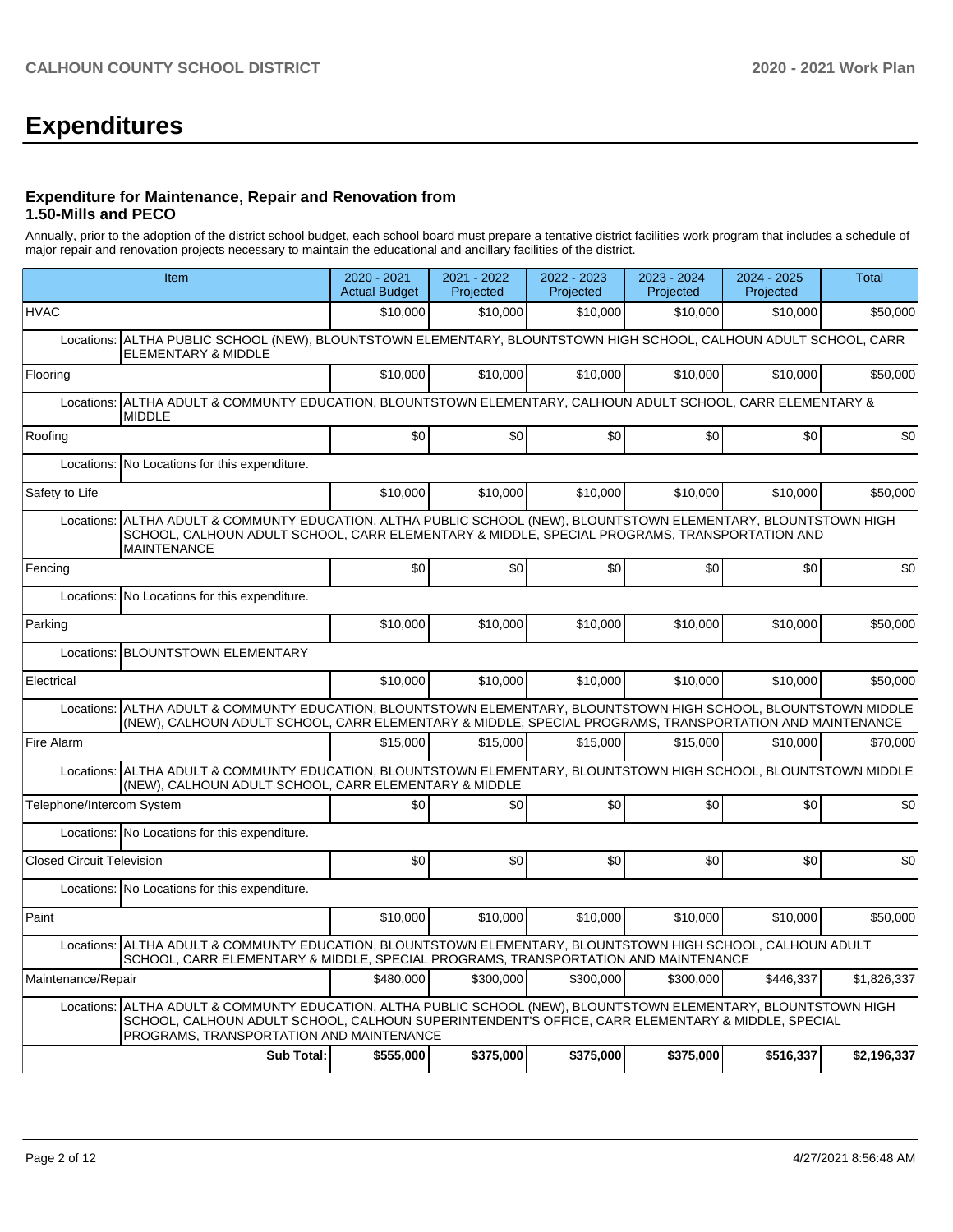# Expenditures

### Expenditure for Maintenance, Repair and Renovation from 1.50-Mills and PECO

Annually, prior to the adoption of the district school budget, each school board must prepare a tentative district facilities work program that includes a schedule of major repair and renovation projects necessary to maintain the educational and ancillary facilities of the district.

| Item | | 2020 - 2021 Actual Budget | 2021 - 2022 Projected | 2022 - 2023 Projected | 2023 - 2024 Projected | 2024 - 2025 Projected | Total |
|---|---|---|---|---|---|---|---|
| HVAC | | $10,000 | $10,000 | $10,000 | $10,000 | $10,000 | $50,000 |
| Locations: | ALTHA PUBLIC SCHOOL (NEW), BLOUNTSTOWN ELEMENTARY, BLOUNTSTOWN HIGH SCHOOL, CALHOUN ADULT SCHOOL, CARR ELEMENTARY & MIDDLE | | | | | | |
| Flooring | | $10,000 | $10,000 | $10,000 | $10,000 | $10,000 | $50,000 |
| Locations: | ALTHA ADULT & COMMUNTY EDUCATION, BLOUNTSTOWN ELEMENTARY, CALHOUN ADULT SCHOOL, CARR ELEMENTARY & MIDDLE | | | | | | |
| Roofing | | $0 | $0 | $0 | $0 | $0 | $0 |
| Locations: | No Locations for this expenditure. | | | | | | |
| Safety to Life | | $10,000 | $10,000 | $10,000 | $10,000 | $10,000 | $50,000 |
| Locations: | ALTHA ADULT & COMMUNTY EDUCATION, ALTHA PUBLIC SCHOOL (NEW), BLOUNTSTOWN ELEMENTARY, BLOUNTSTOWN HIGH SCHOOL, CALHOUN ADULT SCHOOL, CARR ELEMENTARY & MIDDLE, SPECIAL PROGRAMS, TRANSPORTATION AND MAINTENANCE | | | | | | |
| Fencing | | $0 | $0 | $0 | $0 | $0 | $0 |
| Locations: | No Locations for this expenditure. | | | | | | |
| Parking | | $10,000 | $10,000 | $10,000 | $10,000 | $10,000 | $50,000 |
| Locations: | BLOUNTSTOWN ELEMENTARY | | | | | | |
| Electrical | | $10,000 | $10,000 | $10,000 | $10,000 | $10,000 | $50,000 |
| Locations: | ALTHA ADULT & COMMUNTY EDUCATION, BLOUNTSTOWN ELEMENTARY, BLOUNTSTOWN HIGH SCHOOL, BLOUNTSTOWN MIDDLE (NEW), CALHOUN ADULT SCHOOL, CARR ELEMENTARY & MIDDLE, SPECIAL PROGRAMS, TRANSPORTATION AND MAINTENANCE | | | | | | |
| Fire Alarm | | $15,000 | $15,000 | $15,000 | $15,000 | $10,000 | $70,000 |
| Locations: | ALTHA ADULT & COMMUNTY EDUCATION, BLOUNTSTOWN ELEMENTARY, BLOUNTSTOWN HIGH SCHOOL, BLOUNTSTOWN MIDDLE (NEW), CALHOUN ADULT SCHOOL, CARR ELEMENTARY & MIDDLE | | | | | | |
| Telephone/Intercom System | | $0 | $0 | $0 | $0 | $0 | $0 |
| Locations: | No Locations for this expenditure. | | | | | | |
| Closed Circuit Television | | $0 | $0 | $0 | $0 | $0 | $0 |
| Locations: | No Locations for this expenditure. | | | | | | |
| Paint | | $10,000 | $10,000 | $10,000 | $10,000 | $10,000 | $50,000 |
| Locations: | ALTHA ADULT & COMMUNTY EDUCATION, BLOUNTSTOWN ELEMENTARY, BLOUNTSTOWN HIGH SCHOOL, CALHOUN ADULT SCHOOL, CARR ELEMENTARY & MIDDLE, SPECIAL PROGRAMS, TRANSPORTATION AND MAINTENANCE | | | | | | |
| Maintenance/Repair | | $480,000 | $300,000 | $300,000 | $300,000 | $446,337 | $1,826,337 |
| Locations: | ALTHA ADULT & COMMUNTY EDUCATION, ALTHA PUBLIC SCHOOL (NEW), BLOUNTSTOWN ELEMENTARY, BLOUNTSTOWN HIGH SCHOOL, CALHOUN ADULT SCHOOL, CALHOUN SUPERINTENDENT'S OFFICE, CARR ELEMENTARY & MIDDLE, SPECIAL PROGRAMS, TRANSPORTATION AND MAINTENANCE | | | | | | |
| | **Sub Total:** | **$555,000** | **$375,000** | **$375,000** | **$375,000** | **$516,337** | **$2,196,337** |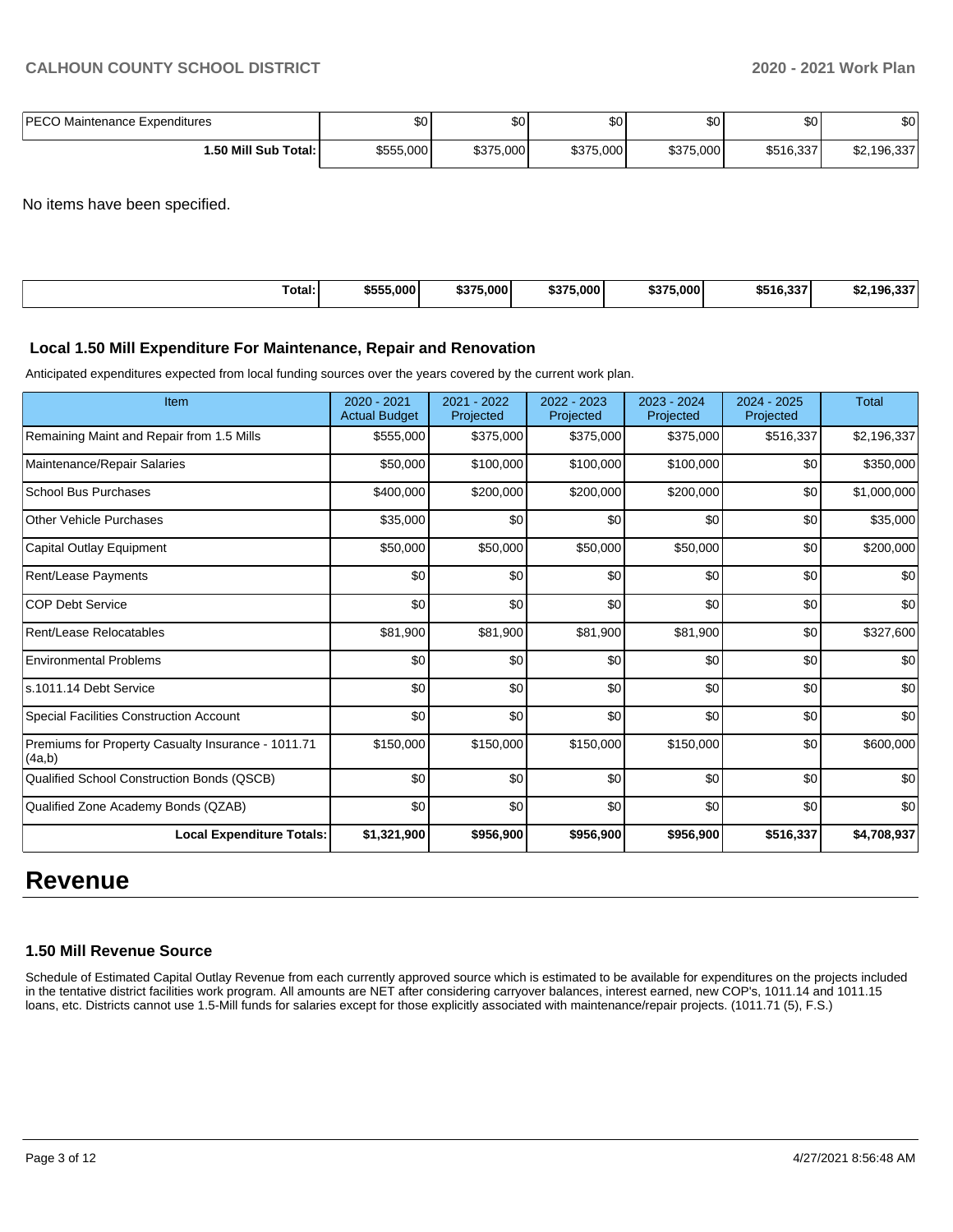| | | | | | | |
|---|---|---|---|---|---|---|
| PECO Maintenance Expenditures | $0 | $0 | $0 | $0 | $0 | $0 |
| **1.50 Mill Sub Total:** | $555,000 | $375,000 | $375,000 | $375,000 | $516,337 | $2,196,337 |

No items have been specified.

| | | | | | | |
|---|---|---|---|---|---|---|
| **Total:** | **$555,000** | **$375,000** | **$375,000** | **$375,000** | **$516,337** | **$2,196,337** |

### Local 1.50 Mill Expenditure For Maintenance, Repair and Renovation

Anticipated expenditures expected from local funding sources over the years covered by the current work plan.

| Item | 2020 - 2021 Actual Budget | 2021 - 2022 Projected | 2022 - 2023 Projected | 2023 - 2024 Projected | 2024 - 2025 Projected | Total |
|---|---|---|---|---|---|---|
| Remaining Maint and Repair from 1.5 Mills | $555,000 | $375,000 | $375,000 | $375,000 | $516,337 | $2,196,337 |
| Maintenance/Repair Salaries | $50,000 | $100,000 | $100,000 | $100,000 | $0 | $350,000 |
| School Bus Purchases | $400,000 | $200,000 | $200,000 | $200,000 | $0 | $1,000,000 |
| Other Vehicle Purchases | $35,000 | $0 | $0 | $0 | $0 | $35,000 |
| Capital Outlay Equipment | $50,000 | $50,000 | $50,000 | $50,000 | $0 | $200,000 |
| Rent/Lease Payments | $0 | $0 | $0 | $0 | $0 | $0 |
| COP Debt Service | $0 | $0 | $0 | $0 | $0 | $0 |
| Rent/Lease Relocatables | $81,900 | $81,900 | $81,900 | $81,900 | $0 | $327,600 |
| Environmental Problems | $0 | $0 | $0 | $0 | $0 | $0 |
| s.1011.14 Debt Service | $0 | $0 | $0 | $0 | $0 | $0 |
| Special Facilities Construction Account | $0 | $0 | $0 | $0 | $0 | $0 |
| Premiums for Property Casualty Insurance - 1011.71 (4a,b) | $150,000 | $150,000 | $150,000 | $150,000 | $0 | $600,000 |
| Qualified School Construction Bonds (QSCB) | $0 | $0 | $0 | $0 | $0 | $0 |
| Qualified Zone Academy Bonds (QZAB) | $0 | $0 | $0 | $0 | $0 | $0 |
| **Local Expenditure Totals:** | **$1,321,900** | **$956,900** | **$956,900** | **$956,900** | **$516,337** | **$4,708,937** |

# Revenue

### 1.50 Mill Revenue Source

Schedule of Estimated Capital Outlay Revenue from each currently approved source which is estimated to be available for expenditures on the projects included in the tentative district facilities work program. All amounts are NET after considering carryover balances, interest earned, new COP's, 1011.14 and 1011.15 loans, etc. Districts cannot use 1.5-Mill funds for salaries except for those explicitly associated with maintenance/repair projects. (1011.71 (5), F.S.)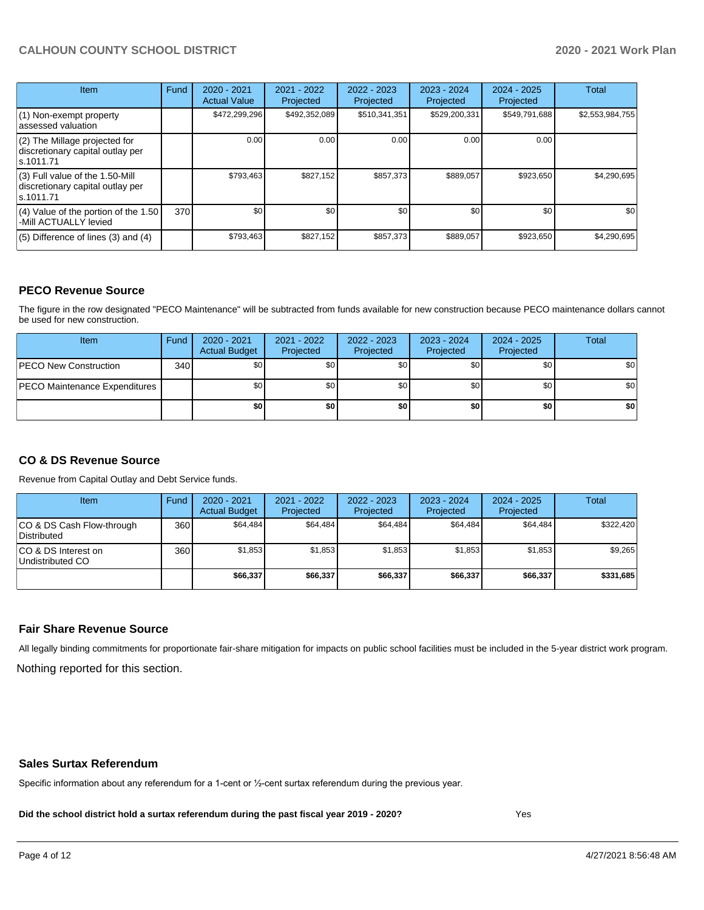| Item | Fund | 2020 - 2021 Actual Value | 2021 - 2022 Projected | 2022 - 2023 Projected | 2023 - 2024 Projected | 2024 - 2025 Projected | Total |
|---|---|---|---|---|---|---|---|
| (1) Non-exempt property assessed valuation | | $472,299,296 | $492,352,089 | $510,341,351 | $529,200,331 | $549,791,688 | $2,553,984,755 |
| (2) The Millage projected for discretionary capital outlay per s.1011.71 | | 0.00 | 0.00 | 0.00 | 0.00 | 0.00 | |
| (3) Full value of the 1.50-Mill discretionary capital outlay per s.1011.71 | | $793,463 | $827,152 | $857,373 | $889,057 | $923,650 | $4,290,695 |
| (4) Value of the portion of the 1.50 -Mill ACTUALLY levied | 370 | $0 | $0 | $0 | $0 | $0 | $0 |
| (5) Difference of lines (3) and (4) | | $793,463 | $827,152 | $857,373 | $889,057 | $923,650 | $4,290,695 |

## PECO Revenue Source

The figure in the row designated "PECO Maintenance" will be subtracted from funds available for new construction because PECO maintenance dollars cannot be used for new construction.

| Item | Fund | 2020 - 2021 Actual Budget | 2021 - 2022 Projected | 2022 - 2023 Projected | 2023 - 2024 Projected | 2024 - 2025 Projected | Total |
|---|---|---|---|---|---|---|---|
| PECO New Construction | 340 | $0 | $0 | $0 | $0 | $0 | $0 |
| PECO Maintenance Expenditures | | $0 | $0 | $0 | $0 | $0 | $0 |
| | | **$0** | **$0** | **$0** | **$0** | **$0** | **$0** |

## CO & DS Revenue Source

Revenue from Capital Outlay and Debt Service funds.

| Item | Fund | 2020 - 2021 Actual Budget | 2021 - 2022 Projected | 2022 - 2023 Projected | 2023 - 2024 Projected | 2024 - 2025 Projected | Total |
|---|---|---|---|---|---|---|---|
| CO & DS Cash Flow-through Distributed | 360 | $64,484 | $64,484 | $64,484 | $64,484 | $64,484 | $322,420 |
| CO & DS Interest on Undistributed CO | 360 | $1,853 | $1,853 | $1,853 | $1,853 | $1,853 | $9,265 |
| | | **$66,337** | **$66,337** | **$66,337** | **$66,337** | **$66,337** | **$331,685** |

## Fair Share Revenue Source

All legally binding commitments for proportionate fair-share mitigation for impacts on public school facilities must be included in the 5-year district work program.

Nothing reported for this section.

## Sales Surtax Referendum

Specific information about any referendum for a 1-cent or ½-cent surtax referendum during the previous year.

**Did the school district hold a surtax referendum during the past fiscal year 2019 - 2020?** Yes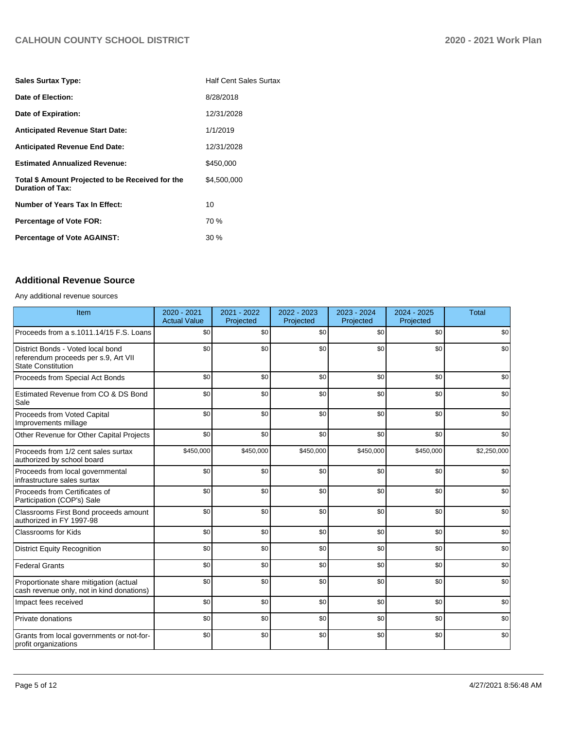| | |
|---|---|
| **Sales Surtax Type:** | Half Cent Sales Surtax |
| **Date of Election:** | 8/28/2018 |
| **Date of Expiration:** | 12/31/2028 |
| **Anticipated Revenue Start Date:** | 1/1/2019 |
| **Anticipated Revenue End Date:** | 12/31/2028 |
| **Estimated Annualized Revenue:** | $450,000 |
| **Total $ Amount Projected to be Received for the Duration of Tax:** | $4,500,000 |
| **Number of Years Tax In Effect:** | 10 |
| **Percentage of Vote FOR:** | 70 % |
| **Percentage of Vote AGAINST:** | 30 % |

## Additional Revenue Source

Any additional revenue sources

| Item | 2020 - 2021 Actual Value | 2021 - 2022 Projected | 2022 - 2023 Projected | 2023 - 2024 Projected | 2024 - 2025 Projected | Total |
|---|---|---|---|---|---|---|
| Proceeds from a s.1011.14/15 F.S. Loans | $0 | $0 | $0 | $0 | $0 | $0 |
| District Bonds - Voted local bond referendum proceeds per s.9, Art VII State Constitution | $0 | $0 | $0 | $0 | $0 | $0 |
| Proceeds from Special Act Bonds | $0 | $0 | $0 | $0 | $0 | $0 |
| Estimated Revenue from CO & DS Bond Sale | $0 | $0 | $0 | $0 | $0 | $0 |
| Proceeds from Voted Capital Improvements millage | $0 | $0 | $0 | $0 | $0 | $0 |
| Other Revenue for Other Capital Projects | $0 | $0 | $0 | $0 | $0 | $0 |
| Proceeds from 1/2 cent sales surtax authorized by school board | $450,000 | $450,000 | $450,000 | $450,000 | $450,000 | $2,250,000 |
| Proceeds from local governmental infrastructure sales surtax | $0 | $0 | $0 | $0 | $0 | $0 |
| Proceeds from Certificates of Participation (COP's) Sale | $0 | $0 | $0 | $0 | $0 | $0 |
| Classrooms First Bond proceeds amount authorized in FY 1997-98 | $0 | $0 | $0 | $0 | $0 | $0 |
| Classrooms for Kids | $0 | $0 | $0 | $0 | $0 | $0 |
| District Equity Recognition | $0 | $0 | $0 | $0 | $0 | $0 |
| Federal Grants | $0 | $0 | $0 | $0 | $0 | $0 |
| Proportionate share mitigation (actual cash revenue only, not in kind donations) | $0 | $0 | $0 | $0 | $0 | $0 |
| Impact fees received | $0 | $0 | $0 | $0 | $0 | $0 |
| Private donations | $0 | $0 | $0 | $0 | $0 | $0 |
| Grants from local governments or not-for-profit organizations | $0 | $0 | $0 | $0 | $0 | $0 |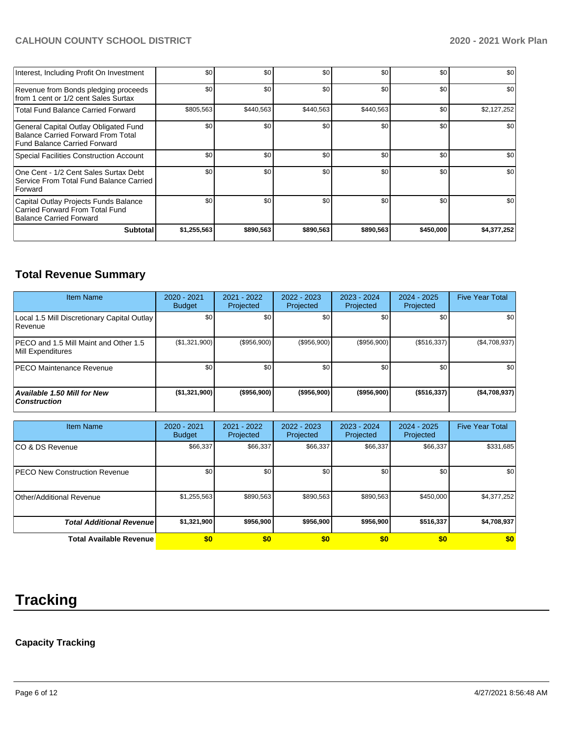| | | | | | | |
|---|---|---|---|---|---|---|
| Interest, Including Profit On Investment | $0 | $0 | $0 | $0 | $0 | $0 |
| Revenue from Bonds pledging proceeds from 1 cent or 1/2 cent Sales Surtax | $0 | $0 | $0 | $0 | $0 | $0 |
| Total Fund Balance Carried Forward | $805,563 | $440,563 | $440,563 | $440,563 | $0 | $2,127,252 |
| General Capital Outlay Obligated Fund Balance Carried Forward From Total Fund Balance Carried Forward | $0 | $0 | $0 | $0 | $0 | $0 |
| Special Facilities Construction Account | $0 | $0 | $0 | $0 | $0 | $0 |
| One Cent - 1/2 Cent Sales Surtax Debt Service From Total Fund Balance Carried Forward | $0 | $0 | $0 | $0 | $0 | $0 |
| Capital Outlay Projects Funds Balance Carried Forward From Total Fund Balance Carried Forward | $0 | $0 | $0 | $0 | $0 | $0 |
| **Subtotal** | **$1,255,563** | **$890,563** | **$890,563** | **$890,563** | **$450,000** | **$4,377,252** |

## Total Revenue Summary

| Item Name | 2020 - 2021 Budget | 2021 - 2022 Projected | 2022 - 2023 Projected | 2023 - 2024 Projected | 2024 - 2025 Projected | Five Year Total |
|---|---|---|---|---|---|---|
| Local 1.5 Mill Discretionary Capital Outlay Revenue | $0 | $0 | $0 | $0 | $0 | $0 |
| PECO and 1.5 Mill Maint and Other 1.5 Mill Expenditures | ($1,321,900) | ($956,900) | ($956,900) | ($956,900) | ($516,337) | ($4,708,937) |
| PECO Maintenance Revenue | $0 | $0 | $0 | $0 | $0 | $0 |
| ***Available 1.50 Mill for New Construction*** | **($1,321,900)** | **($956,900)** | **($956,900)** | **($956,900)** | **($516,337)** | **($4,708,937)** |

| Item Name | 2020 - 2021 Budget | 2021 - 2022 Projected | 2022 - 2023 Projected | 2023 - 2024 Projected | 2024 - 2025 Projected | Five Year Total |
|---|---|---|---|---|---|---|
| CO & DS Revenue | $66,337 | $66,337 | $66,337 | $66,337 | $66,337 | $331,685 |
| PECO New Construction Revenue | $0 | $0 | $0 | $0 | $0 | $0 |
| Other/Additional Revenue | $1,255,563 | $890,563 | $890,563 | $890,563 | $450,000 | $4,377,252 |
| ***Total Additional Revenue*** | **$1,321,900** | **$956,900** | **$956,900** | **$956,900** | **$516,337** | **$4,708,937** |
| **Total Available Revenue** | **$0** | **$0** | **$0** | **$0** | **$0** | **$0** |

# Tracking

### Capacity Tracking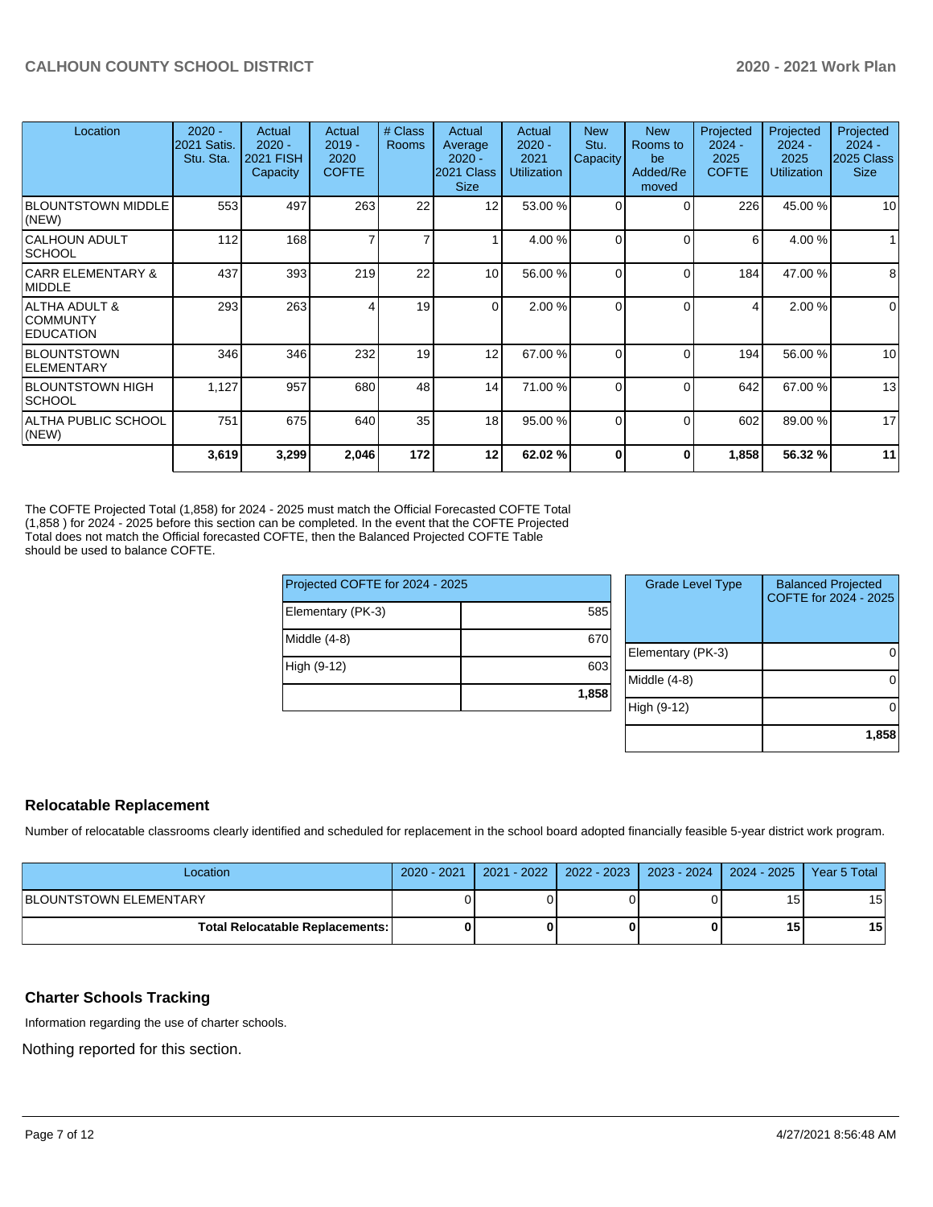| Location | 2020 - 2021 Satis. Stu. Sta. | Actual 2020 - 2021 FISH Capacity | Actual 2019 - 2020 COFTE | # Class Rooms | Actual Average 2020 - 2021 Class Size | Actual 2020 - 2021 Utilization | New Stu. Capacity | New Rooms to be Added/Removed | Projected 2024 - 2025 COFTE | Projected 2024 - 2025 Utilization | Projected 2024 - 2025 Class Size |
|---|---|---|---|---|---|---|---|---|---|---|---|
| BLOUNTSTOWN MIDDLE (NEW) | 553 | 497 | 263 | 22 | 12 | 53.00 % | 0 | 0 | 226 | 45.00 % | 10 |
| CALHOUN ADULT SCHOOL | 112 | 168 | 7 | 7 | 1 | 4.00 % | 0 | 0 | 6 | 4.00 % | 1 |
| CARR ELEMENTARY & MIDDLE | 437 | 393 | 219 | 22 | 10 | 56.00 % | 0 | 0 | 184 | 47.00 % | 8 |
| ALTHA ADULT & COMMUNTY EDUCATION | 293 | 263 | 4 | 19 | 0 | 2.00 % | 0 | 0 | 4 | 2.00 % | 0 |
| BLOUNTSTOWN ELEMENTARY | 346 | 346 | 232 | 19 | 12 | 67.00 % | 0 | 0 | 194 | 56.00 % | 10 |
| BLOUNTSTOWN HIGH SCHOOL | 1,127 | 957 | 680 | 48 | 14 | 71.00 % | 0 | 0 | 642 | 67.00 % | 13 |
| ALTHA PUBLIC SCHOOL (NEW) | 751 | 675 | 640 | 35 | 18 | 95.00 % | 0 | 0 | 602 | 89.00 % | 17 |
| | **3,619** | **3,299** | **2,046** | **172** | **12** | **62.02 %** | **0** | **0** | **1,858** | **56.32 %** | **11** |

The COFTE Projected Total (1,858) for 2024 - 2025 must match the Official Forecasted COFTE Total (1,858 ) for 2024 - 2025 before this section can be completed. In the event that the COFTE Projected Total does not match the Official forecasted COFTE, then the Balanced Projected COFTE Table should be used to balance COFTE.

| Projected COFTE for 2024 - 2025 | |
|---|---|
| Elementary (PK-3) | 585 |
| Middle (4-8) | 670 |
| High (9-12) | 603 |
| | **1,858** |

| Grade Level Type | Balanced Projected COFTE for 2024 - 2025 |
|---|---|
| Elementary (PK-3) | 0 |
| Middle (4-8) | 0 |
| High (9-12) | 0 |
| | **1,858** |

## Relocatable Replacement

Number of relocatable classrooms clearly identified and scheduled for replacement in the school board adopted financially feasible 5-year district work program.

| Location | 2020 - 2021 | 2021 - 2022 | 2022 - 2023 | 2023 - 2024 | 2024 - 2025 | Year 5 Total |
|---|---|---|---|---|---|---|
| BLOUNTSTOWN ELEMENTARY | 0 | 0 | 0 | 0 | 15 | 15 |
| **Total Relocatable Replacements:** | **0** | **0** | **0** | **0** | **15** | **15** |

## Charter Schools Tracking

Information regarding the use of charter schools.

Nothing reported for this section.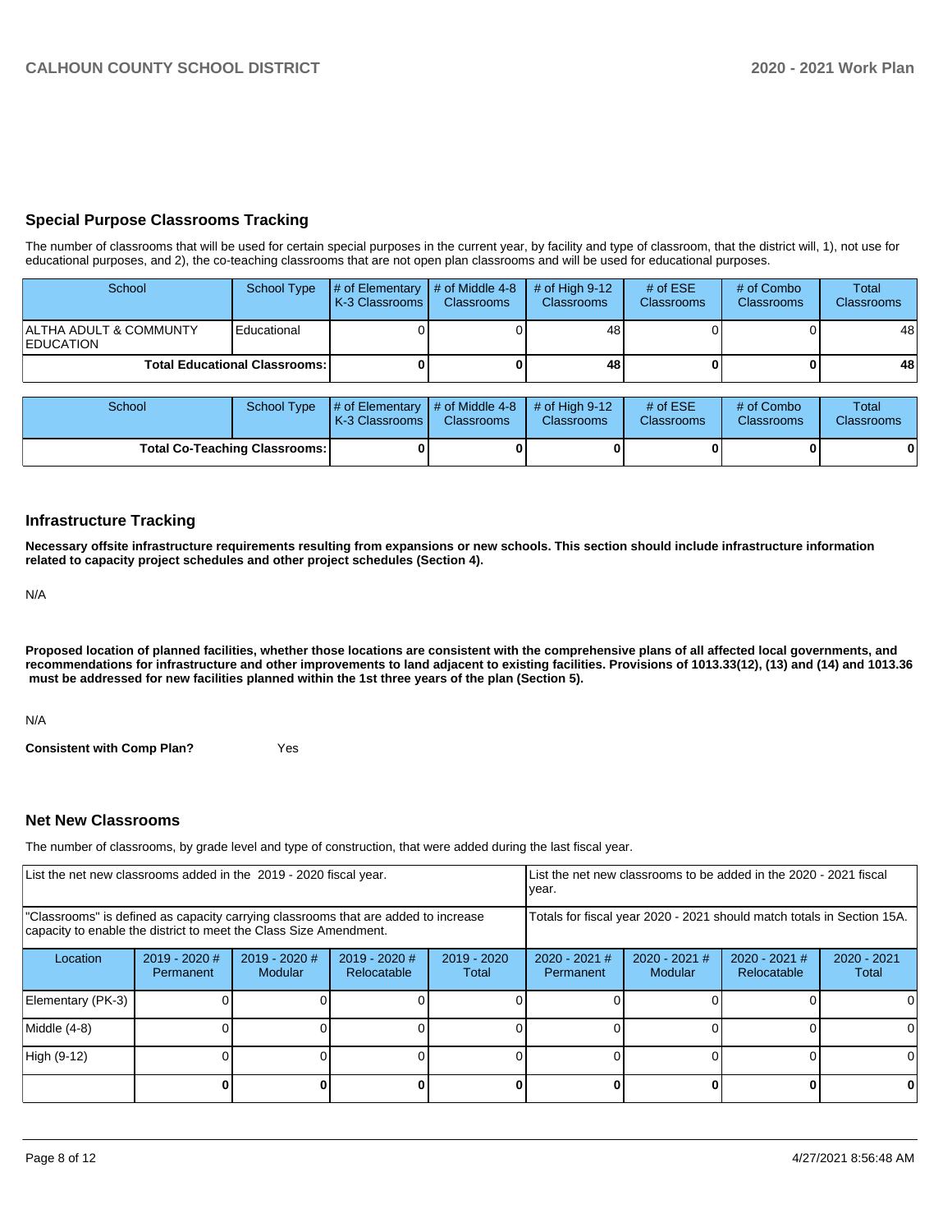## Special Purpose Classrooms Tracking

The number of classrooms that will be used for certain special purposes in the current year, by facility and type of classroom, that the district will, 1), not use for educational purposes, and 2), the co-teaching classrooms that are not open plan classrooms and will be used for educational purposes.

| School | School Type | # of Elementary K-3 Classrooms | # of Middle 4-8 Classrooms | # of High 9-12 Classrooms | # of ESE Classrooms | # of Combo Classrooms | Total Classrooms |
|---|---|---|---|---|---|---|---|
| ALTHA ADULT & COMMUNTY EDUCATION | Educational | 0 | 0 | 48 | 0 | 0 | 48 |
| **Total Educational Classrooms:** | | **0** | **0** | **48** | **0** | **0** | **48** |

| School | School Type | # of Elementary K-3 Classrooms | # of Middle 4-8 Classrooms | # of High 9-12 Classrooms | # of ESE Classrooms | # of Combo Classrooms | Total Classrooms |
|---|---|---|---|---|---|---|---|
| **Total Co-Teaching Classrooms:** | | **0** | **0** | **0** | **0** | **0** | **0** |

## Infrastructure Tracking

**Necessary offsite infrastructure requirements resulting from expansions or new schools. This section should include infrastructure information related to capacity project schedules and other project schedules (Section 4).**

N/A

**Proposed location of planned facilities, whether those locations are consistent with the comprehensive plans of all affected local governments, and recommendations for infrastructure and other improvements to land adjacent to existing facilities. Provisions of 1013.33(12), (13) and (14) and 1013.36 must be addressed for new facilities planned within the 1st three years of the plan (Section 5).**

N/A

**Consistent with Comp Plan?** Yes

## Net New Classrooms

The number of classrooms, by grade level and type of construction, that were added during the last fiscal year.

| List the net new classrooms added in the 2019 - 2020 fiscal year. | | | | | List the net new classrooms to be added in the 2020 - 2021 fiscal year. | | | |
|---|---|---|---|---|---|---|---|---|
| "Classrooms" is defined as capacity carrying classrooms that are added to increase capacity to enable the district to meet the Class Size Amendment. | | | | | Totals for fiscal year 2020 - 2021 should match totals in Section 15A. | | | |
| Location | 2019 - 2020 # Permanent | 2019 - 2020 # Modular | 2019 - 2020 # Relocatable | 2019 - 2020 Total | 2020 - 2021 # Permanent | 2020 - 2021 # Modular | 2020 - 2021 # Relocatable | 2020 - 2021 Total |
| Elementary (PK-3) | 0 | 0 | 0 | 0 | 0 | 0 | 0 | 0 |
| Middle (4-8) | 0 | 0 | 0 | 0 | 0 | 0 | 0 | 0 |
| High (9-12) | 0 | 0 | 0 | 0 | 0 | 0 | 0 | 0 |
| | **0** | **0** | **0** | **0** | **0** | **0** | **0** | **0** |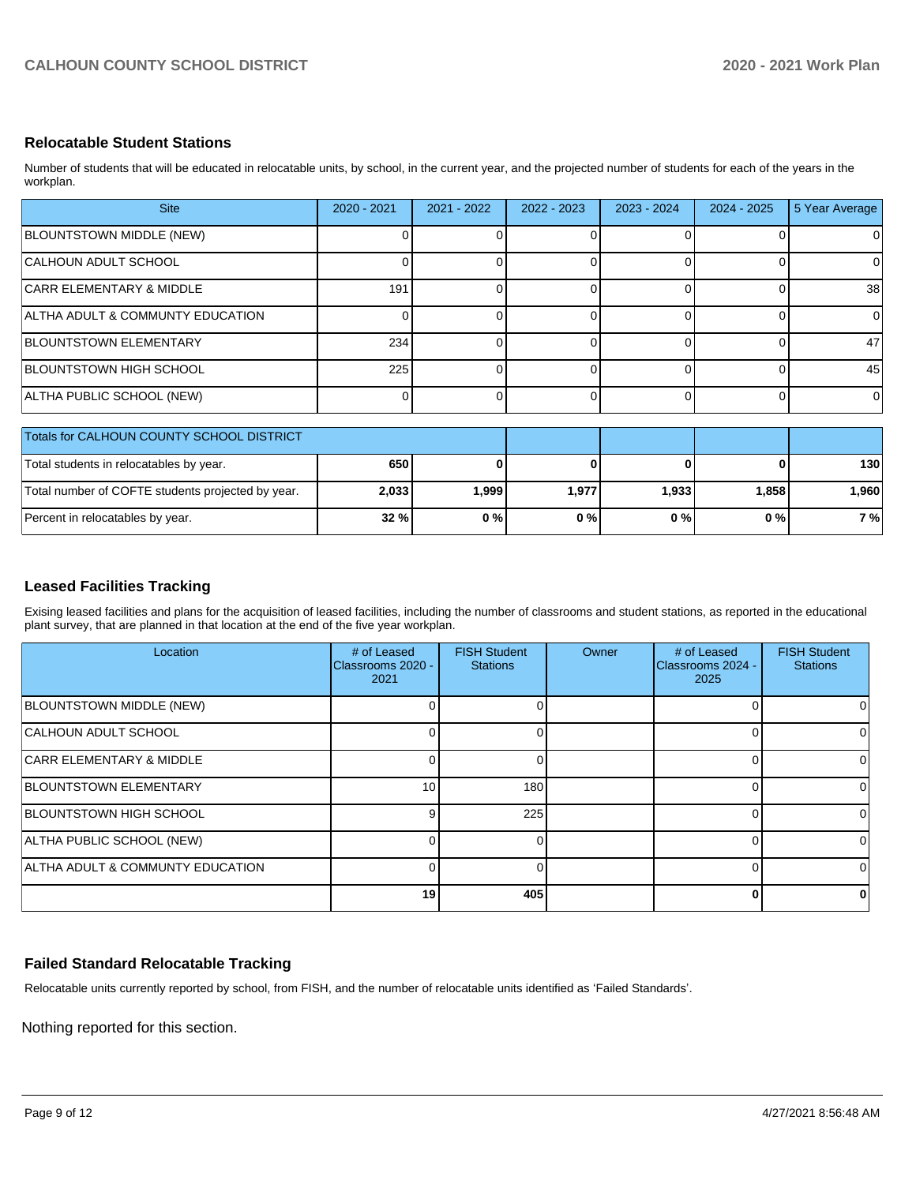## Relocatable Student Stations

Number of students that will be educated in relocatable units, by school, in the current year, and the projected number of students for each of the years in the workplan.

| Site | 2020 - 2021 | 2021 - 2022 | 2022 - 2023 | 2023 - 2024 | 2024 - 2025 | 5 Year Average |
|---|---|---|---|---|---|---|
| BLOUNTSTOWN MIDDLE (NEW) | 0 | 0 | 0 | 0 | 0 | 0 |
| CALHOUN ADULT SCHOOL | 0 | 0 | 0 | 0 | 0 | 0 |
| CARR ELEMENTARY & MIDDLE | 191 | 0 | 0 | 0 | 0 | 38 |
| ALTHA ADULT & COMMUNTY EDUCATION | 0 | 0 | 0 | 0 | 0 | 0 |
| BLOUNTSTOWN ELEMENTARY | 234 | 0 | 0 | 0 | 0 | 47 |
| BLOUNTSTOWN HIGH SCHOOL | 225 | 0 | 0 | 0 | 0 | 45 |
| ALTHA PUBLIC SCHOOL (NEW) | 0 | 0 | 0 | 0 | 0 | 0 |

| Totals for CALHOUN COUNTY SCHOOL DISTRICT | | | | | | |
|---|---|---|---|---|---|---|
| Total students in relocatables by year. | **650** | **0** | **0** | **0** | **0** | **130** |
| Total number of COFTE students projected by year. | **2,033** | **1,999** | **1,977** | **1,933** | **1,858** | **1,960** |
| Percent in relocatables by year. | **32 %** | **0 %** | **0 %** | **0 %** | **0 %** | **7 %** |

## Leased Facilities Tracking

Exising leased facilities and plans for the acquisition of leased facilities, including the number of classrooms and student stations, as reported in the educational plant survey, that are planned in that location at the end of the five year workplan.

| Location | # of Leased Classrooms 2020 - 2021 | FISH Student Stations | Owner | # of Leased Classrooms 2024 - 2025 | FISH Student Stations |
|---|---|---|---|---|---|
| BLOUNTSTOWN MIDDLE (NEW) | 0 | 0 | | 0 | 0 |
| CALHOUN ADULT SCHOOL | 0 | 0 | | 0 | 0 |
| CARR ELEMENTARY & MIDDLE | 0 | 0 | | 0 | 0 |
| BLOUNTSTOWN ELEMENTARY | 10 | 180 | | 0 | 0 |
| BLOUNTSTOWN HIGH SCHOOL | 9 | 225 | | 0 | 0 |
| ALTHA PUBLIC SCHOOL (NEW) | 0 | 0 | | 0 | 0 |
| ALTHA ADULT & COMMUNTY EDUCATION | 0 | 0 | | 0 | 0 |
| | **19** | **405** | | **0** | **0** |

## Failed Standard Relocatable Tracking

Relocatable units currently reported by school, from FISH, and the number of relocatable units identified as 'Failed Standards'.

Nothing reported for this section.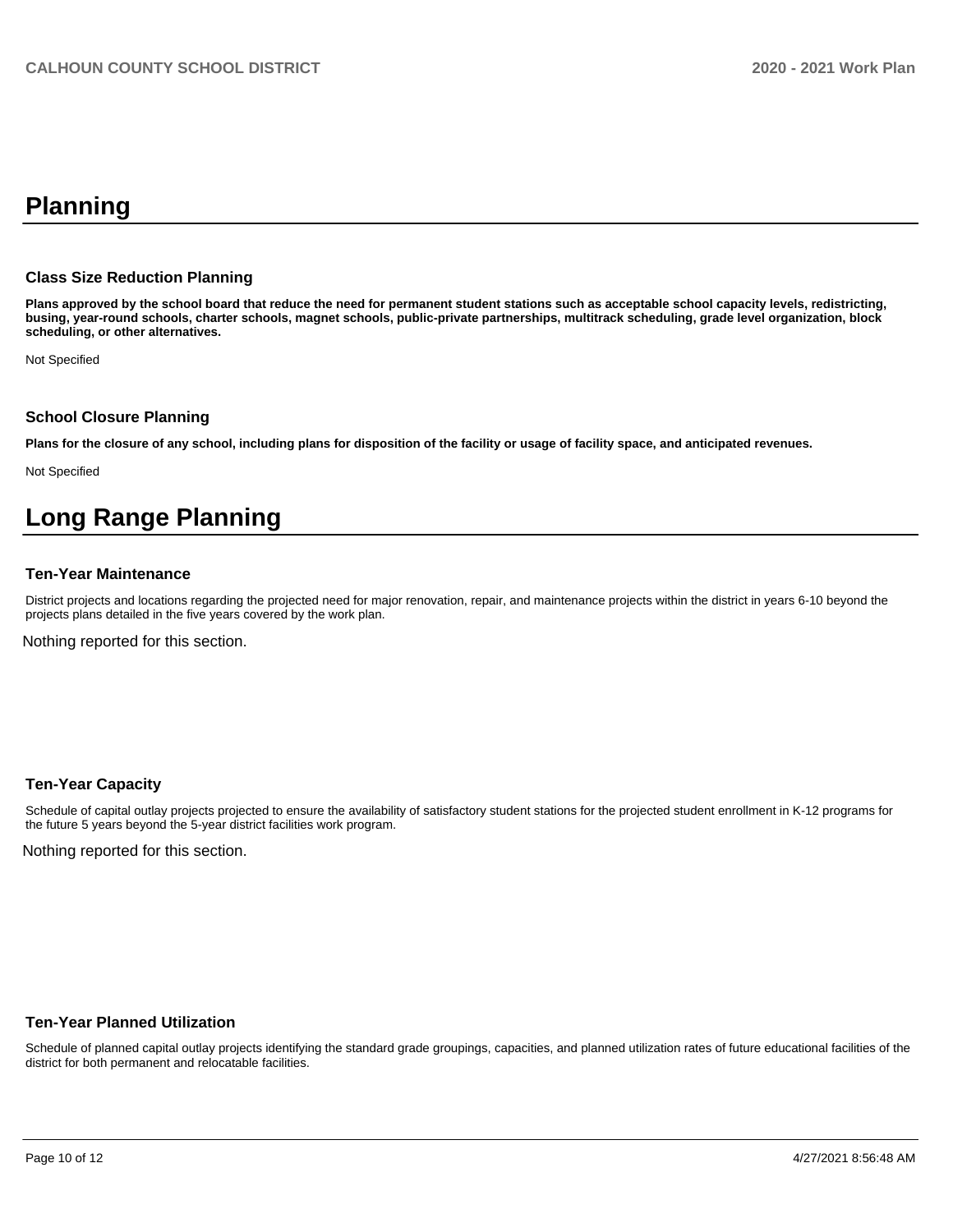# Planning

### Class Size Reduction Planning

**Plans approved by the school board that reduce the need for permanent student stations such as acceptable school capacity levels, redistricting, busing, year-round schools, charter schools, magnet schools, public-private partnerships, multitrack scheduling, grade level organization, block scheduling, or other alternatives.**

Not Specified

### School Closure Planning

**Plans for the closure of any school, including plans for disposition of the facility or usage of facility space, and anticipated revenues.**

Not Specified

# Long Range Planning

### Ten-Year Maintenance

District projects and locations regarding the projected need for major renovation, repair, and maintenance projects within the district in years 6-10 beyond the projects plans detailed in the five years covered by the work plan.

Nothing reported for this section.

### Ten-Year Capacity

Schedule of capital outlay projects projected to ensure the availability of satisfactory student stations for the projected student enrollment in K-12 programs for the future 5 years beyond the 5-year district facilities work program.

Nothing reported for this section.

### Ten-Year Planned Utilization

Schedule of planned capital outlay projects identifying the standard grade groupings, capacities, and planned utilization rates of future educational facilities of the district for both permanent and relocatable facilities.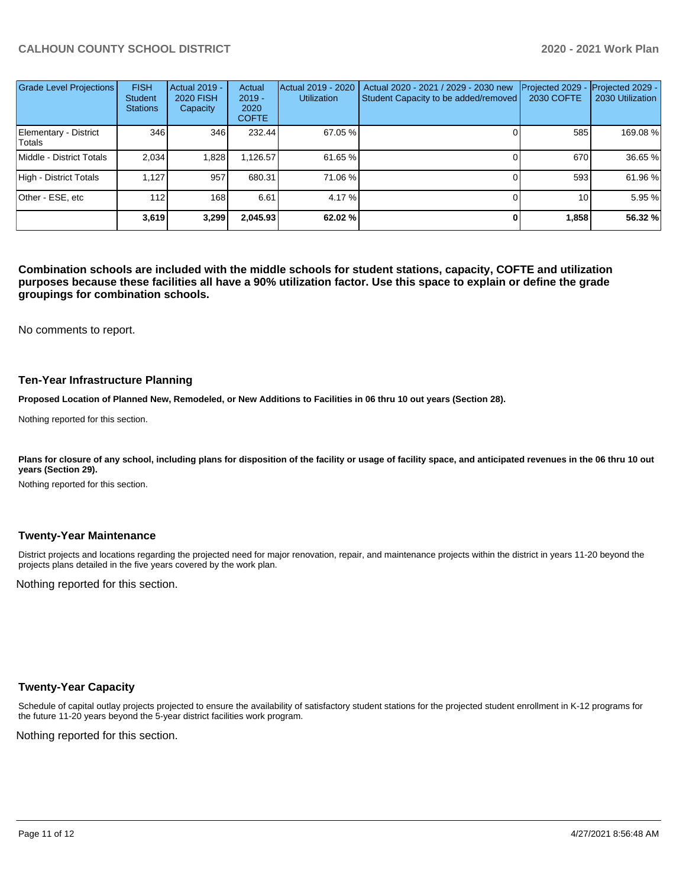| Grade Level Projections | FISH Student Stations | Actual 2019 - 2020 FISH Capacity | Actual 2019 - 2020 COFTE | Actual 2019 - 2020 Utilization | Actual 2020 - 2021 / 2029 - 2030 new Student Capacity to be added/removed | Projected 2029 - 2030 COFTE | Projected 2029 - 2030 Utilization |
|---|---|---|---|---|---|---|---|
| Elementary - District Totals | 346 | 346 | 232.44 | 67.05 % | 0 | 585 | 169.08 % |
| Middle - District Totals | 2,034 | 1,828 | 1,126.57 | 61.65 % | 0 | 670 | 36.65 % |
| High - District Totals | 1,127 | 957 | 680.31 | 71.06 % | 0 | 593 | 61.96 % |
| Other - ESE, etc | 112 | 168 | 6.61 | 4.17 % | 0 | 10 | 5.95 % |
| | **3,619** | **3,299** | **2,045.93** | **62.02 %** | **0** | **1,858** | **56.32 %** |

**Combination schools are included with the middle schools for student stations, capacity, COFTE and utilization purposes because these facilities all have a 90% utilization factor. Use this space to explain or define the grade groupings for combination schools.**

No comments to report.

## Ten-Year Infrastructure Planning

**Proposed Location of Planned New, Remodeled, or New Additions to Facilities in 06 thru 10 out years (Section 28).**

Nothing reported for this section.

**Plans for closure of any school, including plans for disposition of the facility or usage of facility space, and anticipated revenues in the 06 thru 10 out years (Section 29).**

Nothing reported for this section.

## Twenty-Year Maintenance

District projects and locations regarding the projected need for major renovation, repair, and maintenance projects within the district in years 11-20 beyond the projects plans detailed in the five years covered by the work plan.

Nothing reported for this section.

## Twenty-Year Capacity

Schedule of capital outlay projects projected to ensure the availability of satisfactory student stations for the projected student enrollment in K-12 programs for the future 11-20 years beyond the 5-year district facilities work program.

Nothing reported for this section.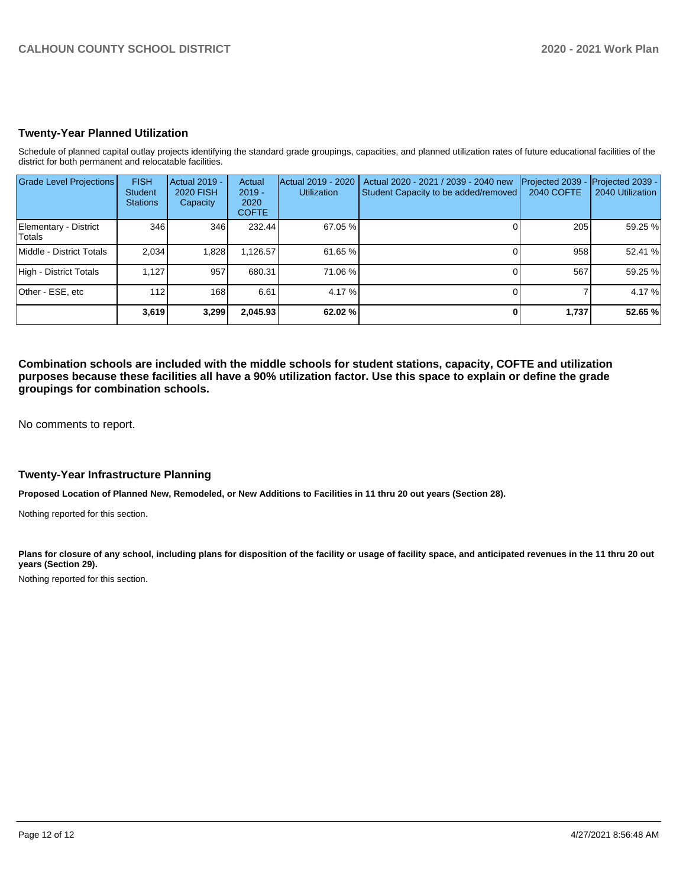## Twenty-Year Planned Utilization

Schedule of planned capital outlay projects identifying the standard grade groupings, capacities, and planned utilization rates of future educational facilities of the district for both permanent and relocatable facilities.

| Grade Level Projections | FISH Student Stations | Actual 2019 - 2020 FISH Capacity | Actual 2019 - 2020 COFTE | Actual 2019 - 2020 Utilization | Actual 2020 - 2021 / 2039 - 2040 new Student Capacity to be added/removed | Projected 2039 - 2040 COFTE | Projected 2039 - 2040 Utilization |
|---|---|---|---|---|---|---|---|
| Elementary - District Totals | 346 | 346 | 232.44 | 67.05 % | 0 | 205 | 59.25 % |
| Middle - District Totals | 2,034 | 1,828 | 1,126.57 | 61.65 % | 0 | 958 | 52.41 % |
| High - District Totals | 1,127 | 957 | 680.31 | 71.06 % | 0 | 567 | 59.25 % |
| Other - ESE, etc | 112 | 168 | 6.61 | 4.17 % | 0 | 7 | 4.17 % |
| | **3,619** | **3,299** | **2,045.93** | **62.02 %** | **0** | **1,737** | **52.65 %** |

**Combination schools are included with the middle schools for student stations, capacity, COFTE and utilization purposes because these facilities all have a 90% utilization factor. Use this space to explain or define the grade groupings for combination schools.**

No comments to report.

## Twenty-Year Infrastructure Planning

**Proposed Location of Planned New, Remodeled, or New Additions to Facilities in 11 thru 20 out years (Section 28).**

Nothing reported for this section.

**Plans for closure of any school, including plans for disposition of the facility or usage of facility space, and anticipated revenues in the 11 thru 20 out years (Section 29).**

Nothing reported for this section.